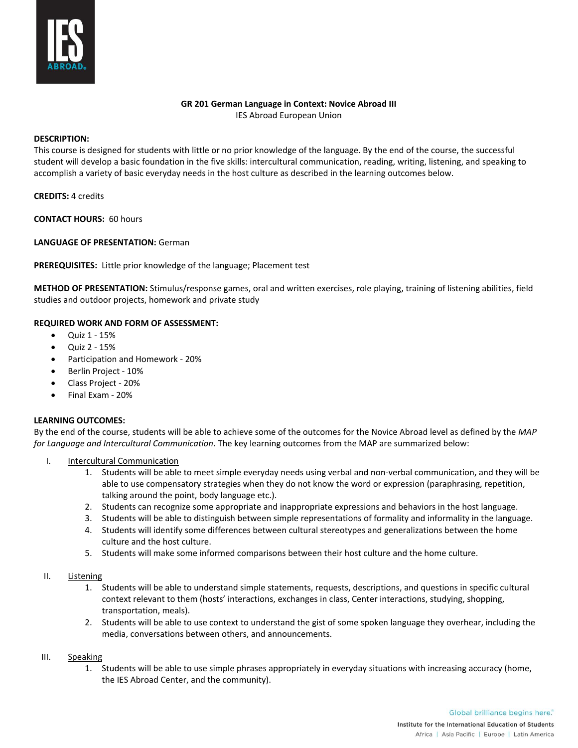**GR 201 German Language in Context: Novice Abroad III**
IES Abroad European Union

**DESCRIPTION:**
This course is designed for students with little or no prior knowledge of the language. By the end of the course, the successful student will develop a basic foundation in the five skills: intercultural communication, reading, writing, listening, and speaking to accomplish a variety of basic everyday needs in the host culture as described in the learning outcomes below.

**CREDITS:** 4 credits

**CONTACT HOURS:** 60 hours

**LANGUAGE OF PRESENTATION:** German

**PREREQUISITES:** Little prior knowledge of the language; Placement test

**METHOD OF PRESENTATION:** Stimulus/response games, oral and written exercises, role playing, training of listening abilities, field studies and outdoor projects, homework and private study

**REQUIRED WORK AND FORM OF ASSESSMENT:**

- Quiz 1 - 15%
- Quiz 2 - 15%
- Participation and Homework - 20%
- Berlin Project - 10%
- Class Project - 20%
- Final Exam - 20%

**LEARNING OUTCOMES:**
By the end of the course, students will be able to achieve some of the outcomes for the Novice Abroad level as defined by the *MAP for Language and Intercultural Communication*. The key learning outcomes from the MAP are summarized below:

I. Intercultural Communication
   1. Students will be able to meet simple everyday needs using verbal and non-verbal communication, and they will be able to use compensatory strategies when they do not know the word or expression (paraphrasing, repetition, talking around the point, body language etc.).
   2. Students can recognize some appropriate and inappropriate expressions and behaviors in the host language.
   3. Students will be able to distinguish between simple representations of formality and informality in the language.
   4. Students will identify some differences between cultural stereotypes and generalizations between the home culture and the host culture.
   5. Students will make some informed comparisons between their host culture and the home culture.

II. Listening
   1. Students will be able to understand simple statements, requests, descriptions, and questions in specific cultural context relevant to them (hosts' interactions, exchanges in class, Center interactions, studying, shopping, transportation, meals).
   2. Students will be able to use context to understand the gist of some spoken language they overhear, including the media, conversations between others, and announcements.

III. Speaking
   1. Students will be able to use simple phrases appropriately in everyday situations with increasing accuracy (home, the IES Abroad Center, and the community).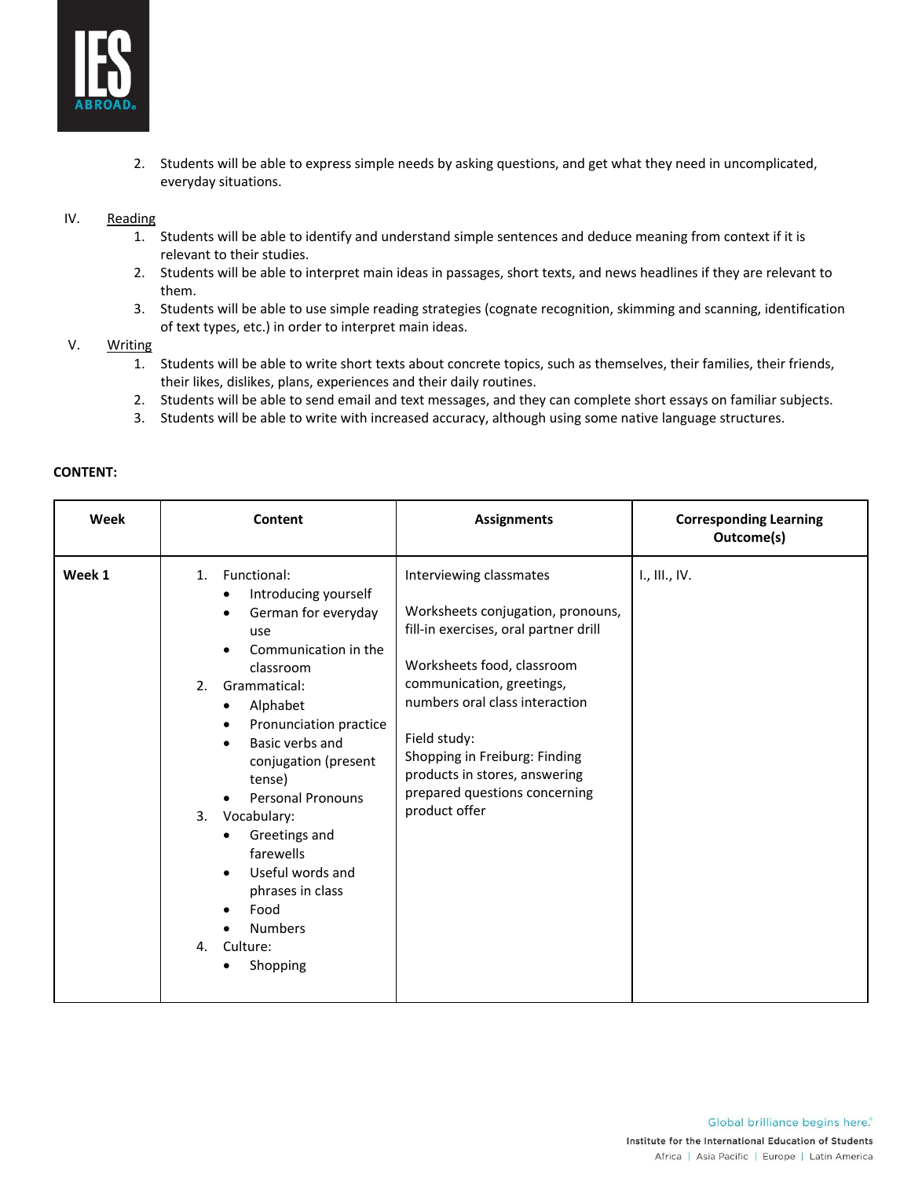2. Students will be able to express simple needs by asking questions, and get what they need in uncomplicated, everyday situations.

IV. Reading
1. Students will be able to identify and understand simple sentences and deduce meaning from context if it is relevant to their studies.
2. Students will be able to interpret main ideas in passages, short texts, and news headlines if they are relevant to them.
3. Students will be able to use simple reading strategies (cognate recognition, skimming and scanning, identification of text types, etc.) in order to interpret main ideas.

V. Writing
1. Students will be able to write short texts about concrete topics, such as themselves, their families, their friends, their likes, dislikes, plans, experiences and their daily routines.
2. Students will be able to send email and text messages, and they can complete short essays on familiar subjects.
3. Students will be able to write with increased accuracy, although using some native language structures.

**CONTENT:**

| Week | Content | Assignments | Corresponding Learning Outcome(s) |
|---|---|---|---|
| **Week 1** | 1. Functional:<br>• Introducing yourself<br>• German for everyday use<br>• Communication in the classroom<br>2. Grammatical:<br>• Alphabet<br>• Pronunciation practice<br>• Basic verbs and conjugation (present tense)<br>• Personal Pronouns<br>3. Vocabulary:<br>• Greetings and farewells<br>• Useful words and phrases in class<br>• Food<br>• Numbers<br>4. Culture:<br>• Shopping | Interviewing classmates<br><br>Worksheets conjugation, pronouns, fill-in exercises, oral partner drill<br><br>Worksheets food, classroom communication, greetings, numbers oral class interaction<br><br>Field study:<br>Shopping in Freiburg: Finding products in stores, answering prepared questions concerning product offer | I., III., IV. |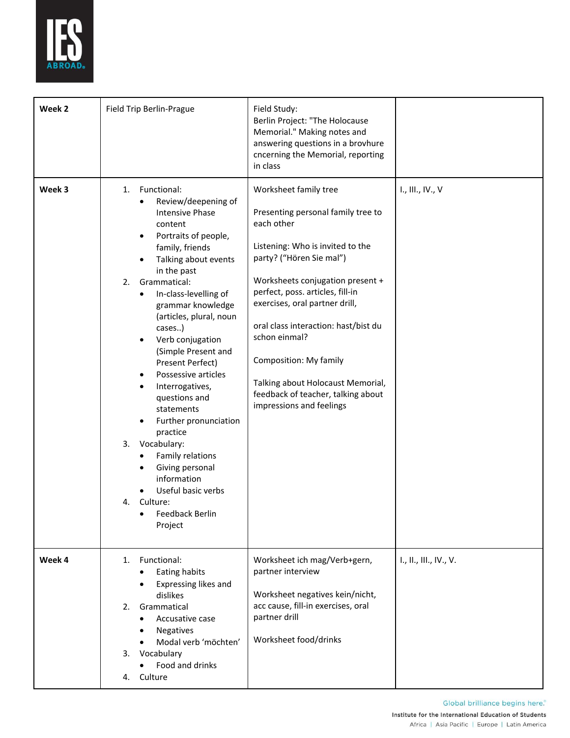| **Week 2** | Field Trip Berlin-Prague | Field Study:<br>Berlin Project: "The Holocause Memorial." Making notes and answering questions in a brovhure cncerning the Memorial, reporting in class | |
|---|---|---|---|
| **Week 3** | 1. Functional:<br>• Review/deepening of Intensive Phase content<br>• Portraits of people, family, friends<br>• Talking about events in the past<br>2. Grammatical:<br>• In-class-levelling of grammar knowledge (articles, plural, noun cases..)<br>• Verb conjugation (Simple Present and Present Perfect)<br>• Possessive articles<br>• Interrogatives, questions and statements<br>• Further pronunciation practice<br>3. Vocabulary:<br>• Family relations<br>• Giving personal information<br>• Useful basic verbs<br>4. Culture:<br>• Feedback Berlin Project | Worksheet family tree<br><br>Presenting personal family tree to each other<br><br>Listening: Who is invited to the party? ("Hören Sie mal")<br><br>Worksheets conjugation present + perfect, poss. articles, fill-in exercises, oral partner drill,<br><br>oral class interaction: hast/bist du schon einmal?<br><br>Composition: My family<br><br>Talking about Holocaust Memorial, feedback of teacher, talking about impressions and feelings | I., III., IV., V |
| **Week 4** | 1. Functional:<br>• Eating habits<br>• Expressing likes and dislikes<br>2. Grammatical<br>• Accusative case<br>• Negatives<br>• Modal verb 'möchten'<br>3. Vocabulary<br>• Food and drinks<br>4. Culture | Worksheet ich mag/Verb+gern, partner interview<br><br>Worksheet negatives kein/nicht, acc cause, fill-in exercises, oral partner drill<br><br>Worksheet food/drinks | I., II., III., IV., V. |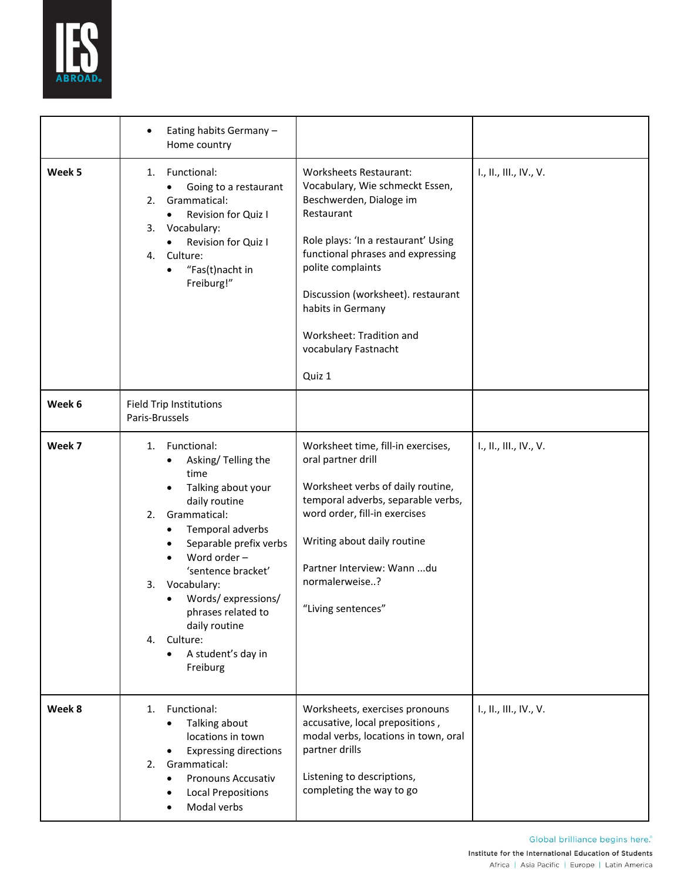| | | | |
|---|---|---|---|
| | • Eating habits Germany – Home country | | |
| **Week 5** | 1. Functional:<br>• Going to a restaurant<br>2. Grammatical:<br>• Revision for Quiz I<br>3. Vocabulary:<br>• Revision for Quiz I<br>4. Culture:<br>• "Fas(t)nacht in Freiburg!" | Worksheets Restaurant: Vocabulary, Wie schmeckt Essen, Beschwerden, Dialoge im Restaurant<br><br>Role plays: 'In a restaurant' Using functional phrases and expressing polite complaints<br><br>Discussion (worksheet). restaurant habits in Germany<br><br>Worksheet: Tradition and vocabulary Fastnacht<br><br>Quiz 1 | I., II., III., IV., V. |
| **Week 6** | Field Trip Institutions<br>Paris-Brussels | | |
| **Week 7** | 1. Functional:<br>• Asking/ Telling the time<br>• Talking about your daily routine<br>2. Grammatical:<br>• Temporal adverbs<br>• Separable prefix verbs<br>• Word order – 'sentence bracket'<br>3. Vocabulary:<br>• Words/ expressions/ phrases related to daily routine<br>4. Culture:<br>• A student's day in Freiburg | Worksheet time, fill-in exercises, oral partner drill<br><br>Worksheet verbs of daily routine, temporal adverbs, separable verbs, word order, fill-in exercises<br><br>Writing about daily routine<br><br>Partner Interview: Wann ...du normalerweise..?<br><br>"Living sentences" | I., II., III., IV., V. |
| **Week 8** | 1. Functional:<br>• Talking about locations in town<br>• Expressing directions<br>2. Grammatical:<br>• Pronouns Accusativ<br>• Local Prepositions<br>• Modal verbs | Worksheets, exercises pronouns accusative, local prepositions , modal verbs, locations in town, oral partner drills<br><br>Listening to descriptions, completing the way to go | I., II., III., IV., V. |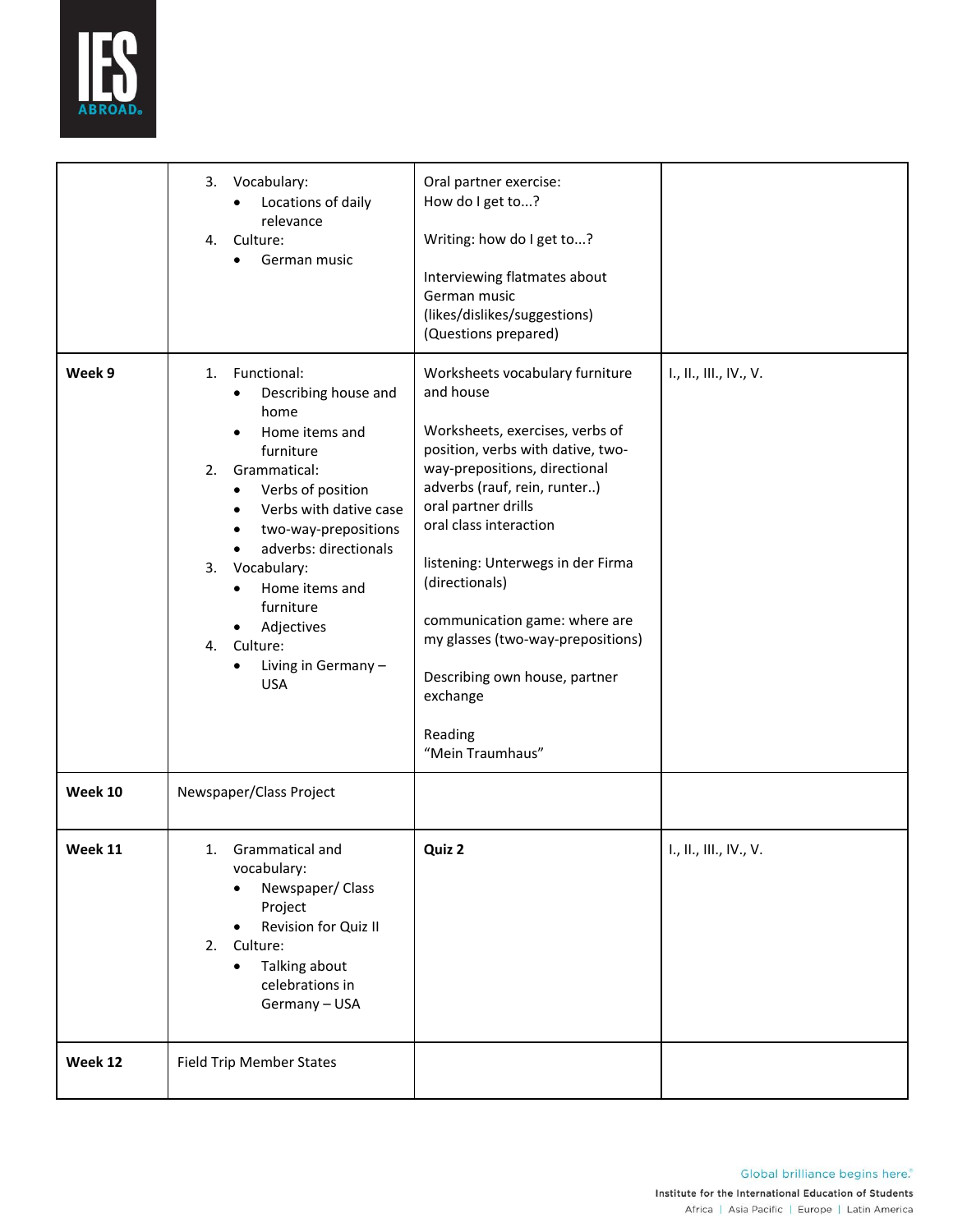| | | | |
|---|---|---|---|
| | 3. Vocabulary:<br>• Locations of daily relevance<br>4. Culture:<br>• German music | Oral partner exercise:<br>How do I get to...?<br><br>Writing: how do I get to...?<br><br>Interviewing flatmates about German music (likes/dislikes/suggestions) (Questions prepared) | |
| **Week 9** | 1. Functional:<br>• Describing house and home<br>• Home items and furniture<br>2. Grammatical:<br>• Verbs of position<br>• Verbs with dative case<br>• two-way-prepositions<br>• adverbs: directionals<br>3. Vocabulary:<br>• Home items and furniture<br>• Adjectives<br>4. Culture:<br>• Living in Germany – USA | Worksheets vocabulary furniture and house<br><br>Worksheets, exercises, verbs of position, verbs with dative, two-way-prepositions, directional adverbs (rauf, rein, runter..)<br>oral partner drills<br>oral class interaction<br><br>listening: Unterwegs in der Firma (directionals)<br><br>communication game: where are my glasses (two-way-prepositions)<br><br>Describing own house, partner exchange<br><br>Reading<br>“Mein Traumhaus” | I., II., III., IV., V. |
| **Week 10** | Newspaper/Class Project | | |
| **Week 11** | 1. Grammatical and vocabulary:<br>• Newspaper/ Class Project<br>• Revision for Quiz II<br>2. Culture:<br>• Talking about celebrations in Germany – USA | **Quiz 2** | I., II., III., IV., V. |
| **Week 12** | Field Trip Member States | | |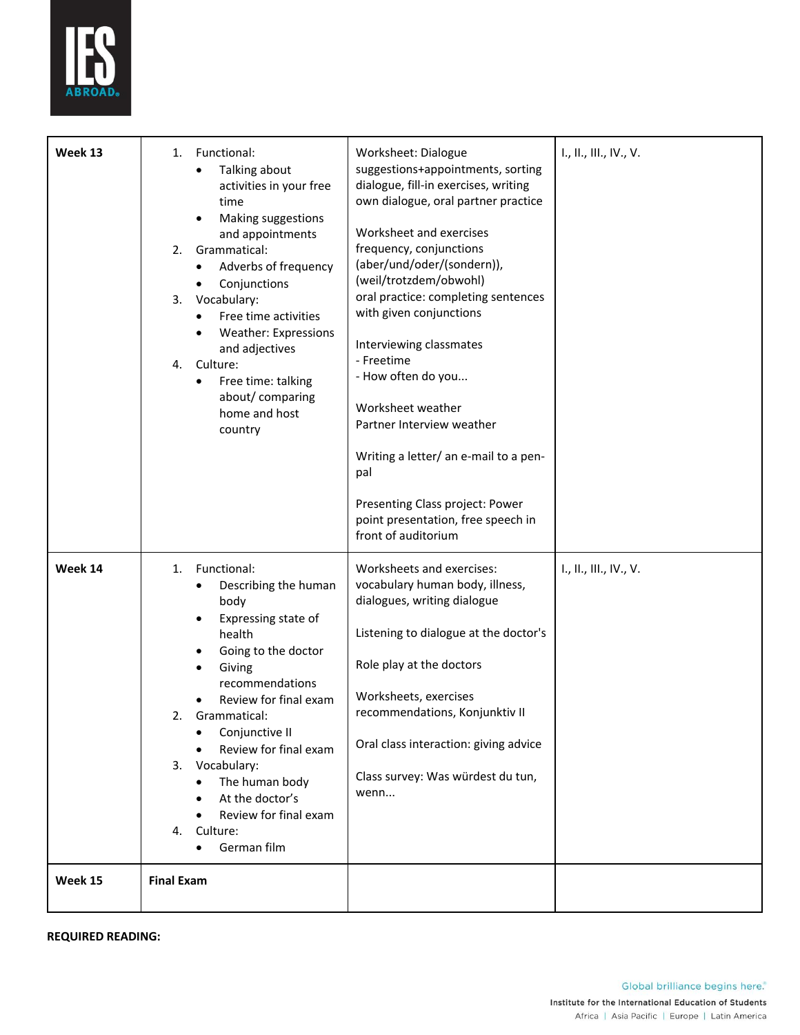| Week 13 | 1. Functional:<br>• Talking about activities in your free time<br>• Making suggestions and appointments<br>2. Grammatical:<br>• Adverbs of frequency<br>• Conjunctions<br>3. Vocabulary:<br>• Free time activities<br>• Weather: Expressions and adjectives<br>4. Culture:<br>• Free time: talking about/ comparing home and host country | Worksheet: Dialogue suggestions+appointments, sorting dialogue, fill-in exercises, writing own dialogue, oral partner practice<br><br>Worksheet and exercises frequency, conjunctions (aber/und/oder/(sondern)), (weil/trotzdem/obwohl) oral practice: completing sentences with given conjunctions<br><br>Interviewing classmates<br>- Freetime<br>- How often do you...<br><br>Worksheet weather<br>Partner Interview weather<br><br>Writing a letter/ an e-mail to a pen-pal<br><br>Presenting Class project: Power point presentation, free speech in front of auditorium | I., II., III., IV., V. |
|---|---|---|---|
| **Week 14** | 1. Functional:<br>• Describing the human body<br>• Expressing state of health<br>• Going to the doctor<br>• Giving recommendations<br>• Review for final exam<br>2. Grammatical:<br>• Conjunctive II<br>• Review for final exam<br>3. Vocabulary:<br>• The human body<br>• At the doctor's<br>• Review for final exam<br>4. Culture:<br>• German film | Worksheets and exercises: vocabulary human body, illness, dialogues, writing dialogue<br><br>Listening to dialogue at the doctor's<br><br>Role play at the doctors<br><br>Worksheets, exercises recommendations, Konjunktiv II<br><br>Oral class interaction: giving advice<br><br>Class survey: Was würdest du tun, wenn... | I., II., III., IV., V. |
| **Week 15** | **Final Exam** | | |

**REQUIRED READING:**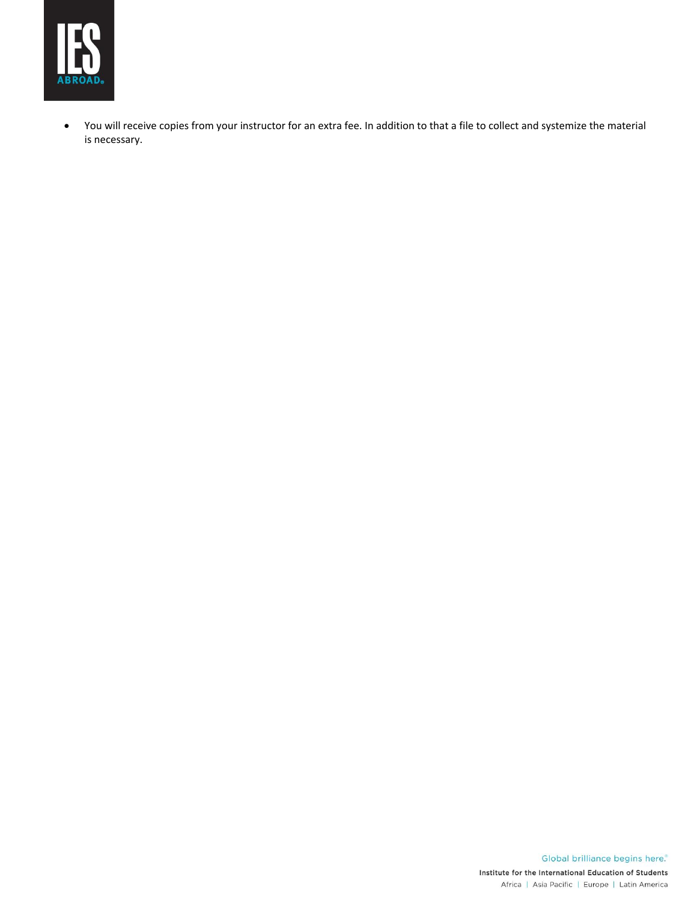- You will receive copies from your instructor for an extra fee. In addition to that a file to collect and systemize the material is necessary.